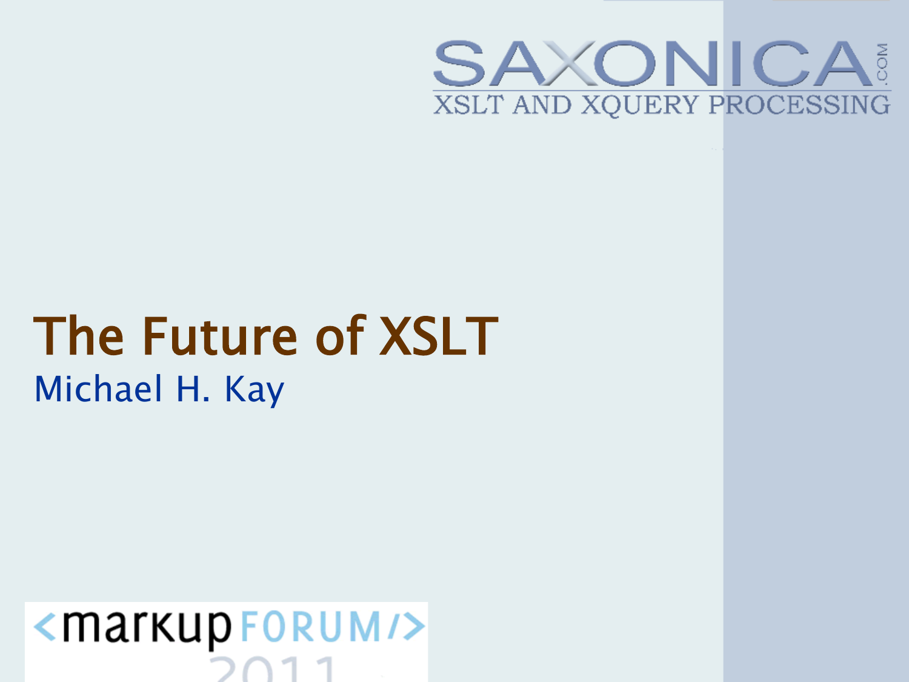SAXONICA.COM

XSLT AND XQUERY PROCESSING

# The Future of XSLT

Michael H. Kay

<markup FORUM/> 2011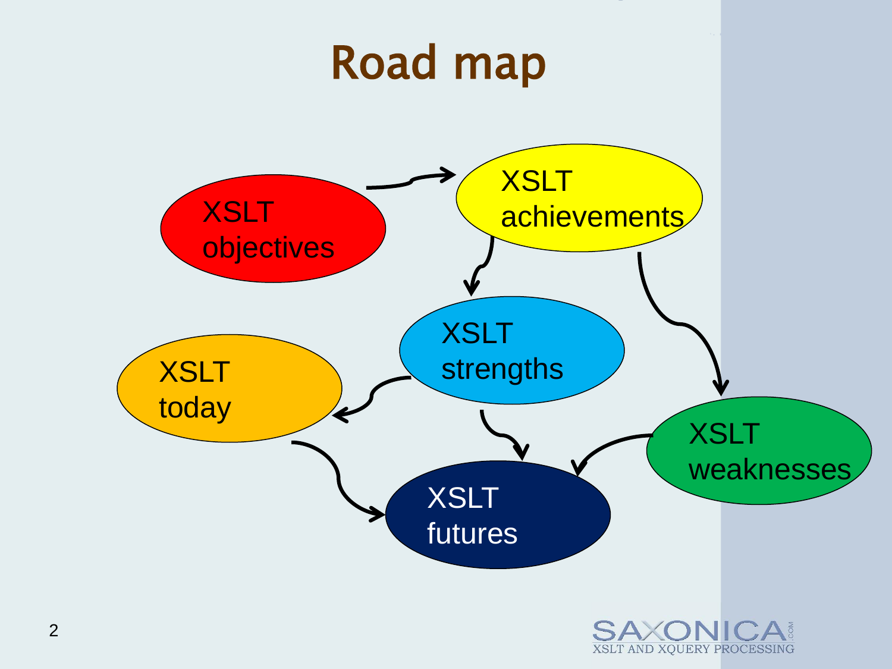# Road map

- XSLT objectives
- XSLT achievements
- XSLT strengths
- XSLT weaknesses
- XSLT today
- XSLT futures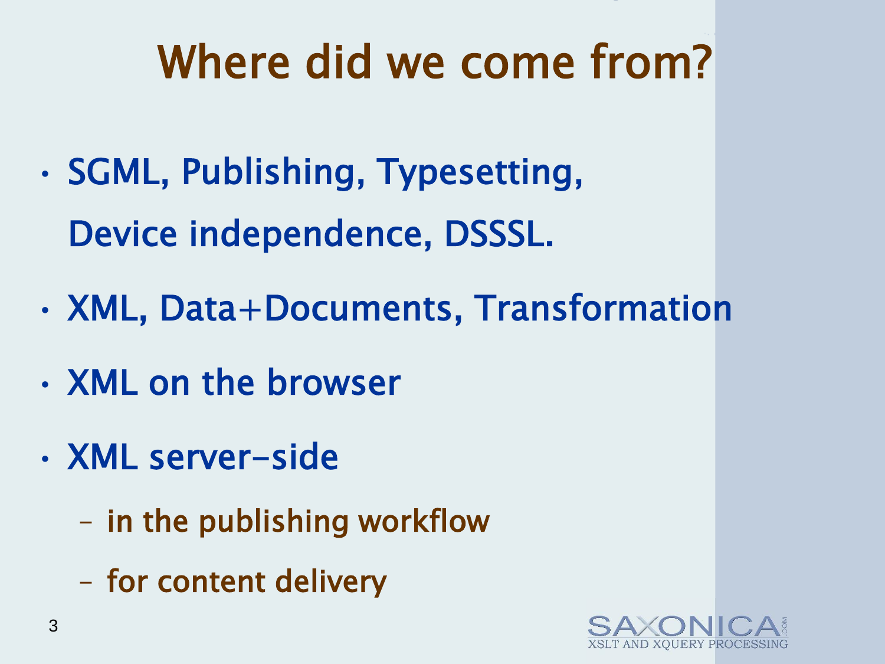# Where did we come from?

- SGML, Publishing, Typesetting, Device independence, DSSSL.
- XML, Data+Documents, Transformation
- XML on the browser
- XML server-side
  - in the publishing workflow
  - for content delivery

SAXONICA.COM XSLT AND XQUERY PROCESSING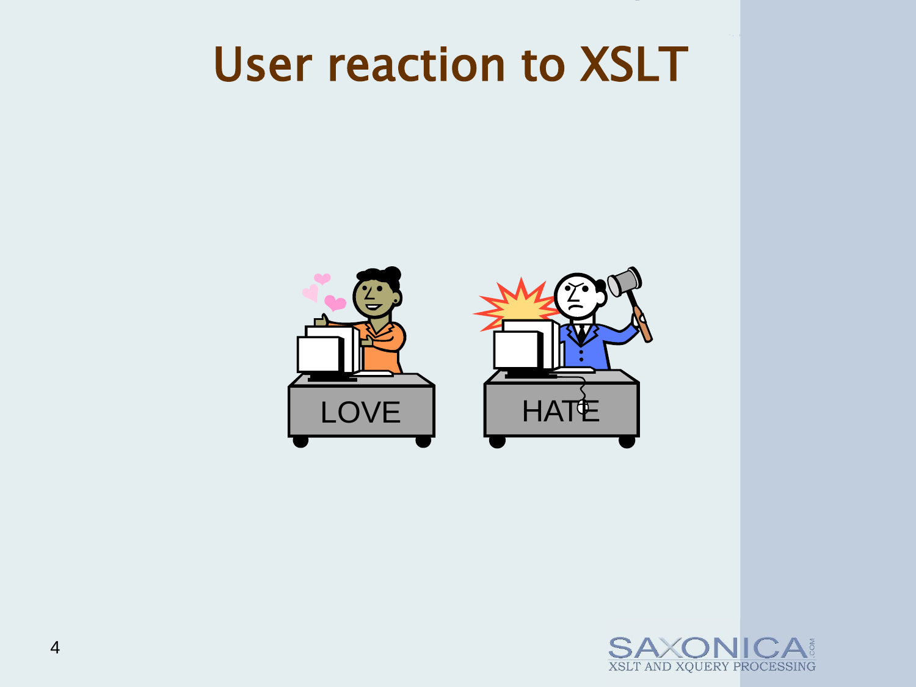# User reaction to XSLT

LOVE

HATE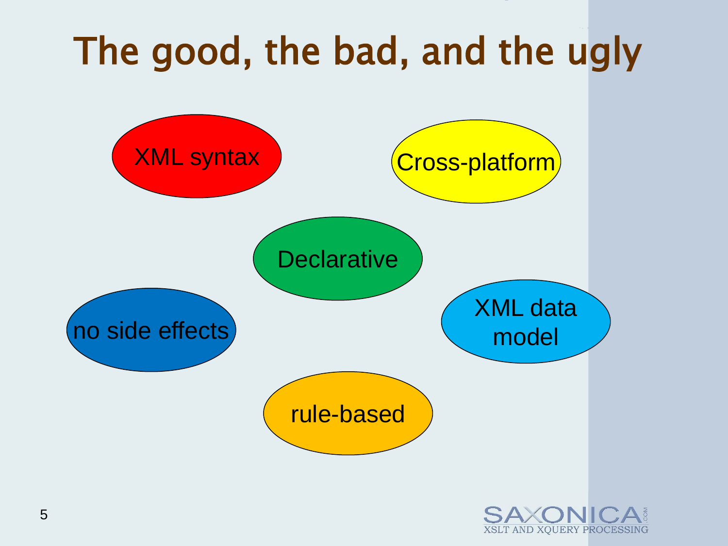# The good, the bad, and the ugly

- XML syntax
- Cross-platform
- Declarative
- no side effects
- XML data model
- rule-based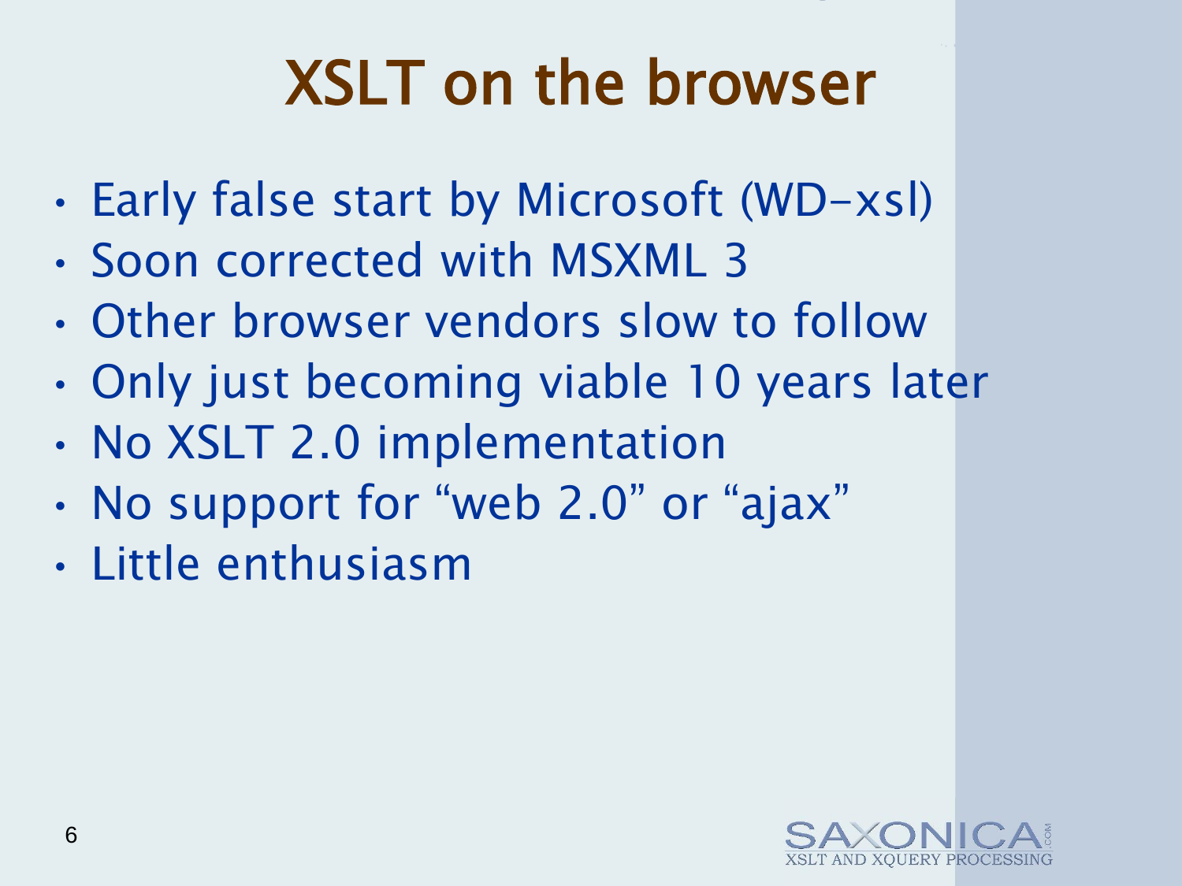# XSLT on the browser

- Early false start by Microsoft (WD-xsl)
- Soon corrected with MSXML 3
- Other browser vendors slow to follow
- Only just becoming viable 10 years later
- No XSLT 2.0 implementation
- No support for “web 2.0” or “ajax”
- Little enthusiasm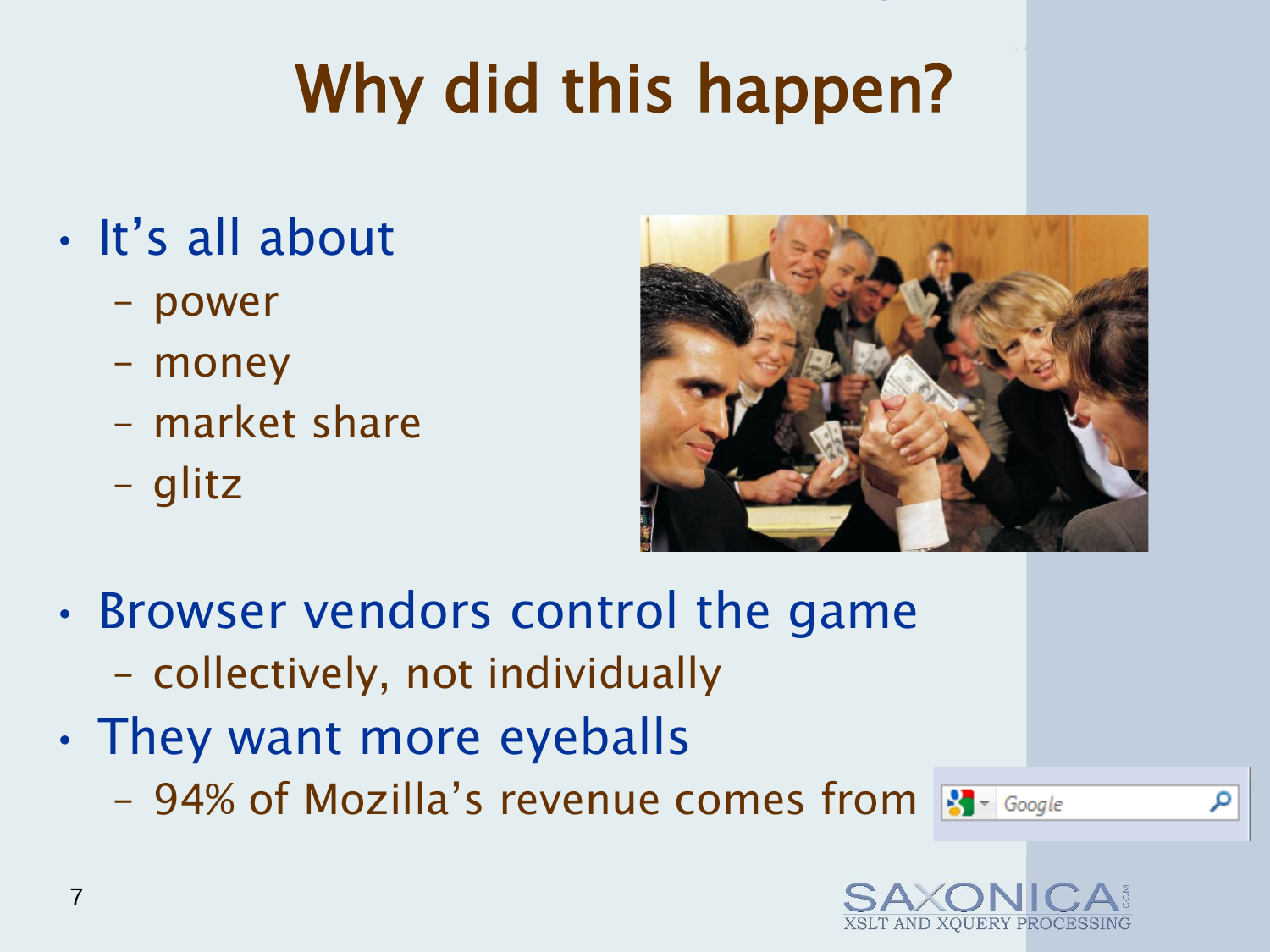# Why did this happen?

- It's all about
  - power
  - money
  - market share
  - glitz
- Browser vendors control the game
  - collectively, not individually
- They want more eyeballs
  - 94% of Mozilla's revenue comes from Google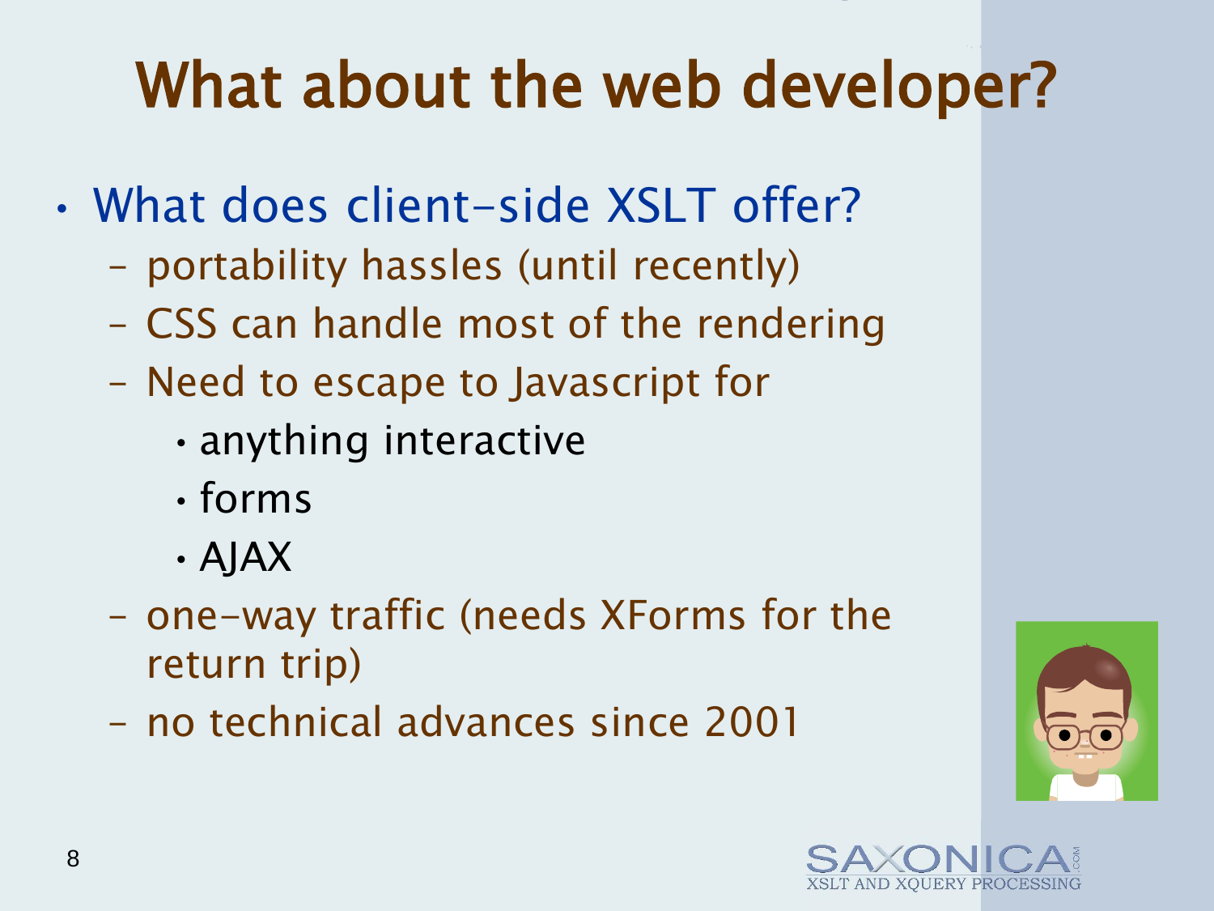# What about the web developer?

- What does client-side XSLT offer?
  - portability hassles (until recently)
  - CSS can handle most of the rendering
  - Need to escape to Javascript for
    - anything interactive
    - forms
    - AJAX
  - one-way traffic (needs XForms for the return trip)
  - no technical advances since 2001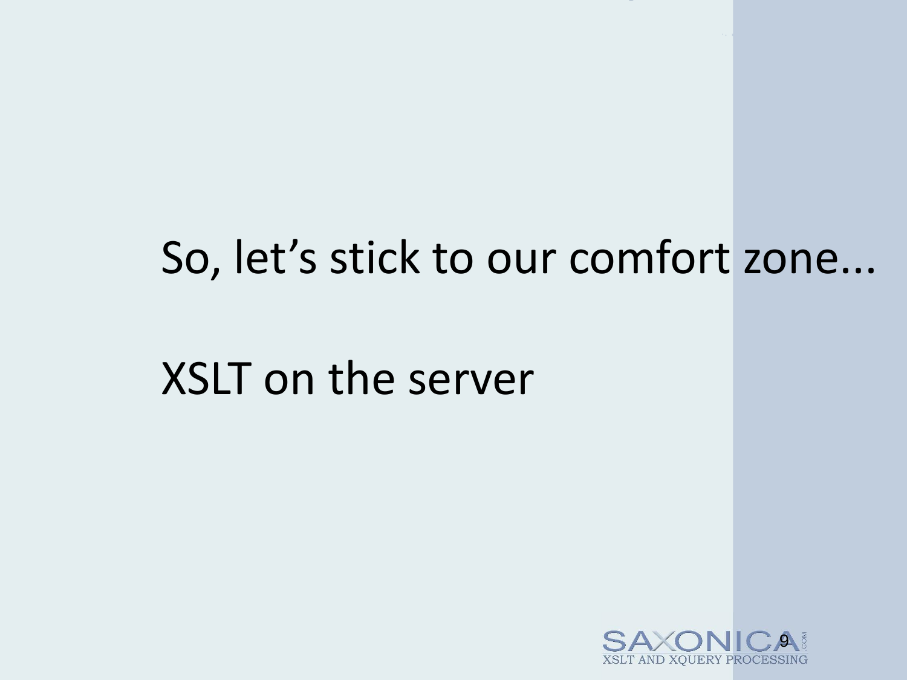So, let's stick to our comfort zone...

XSLT on the server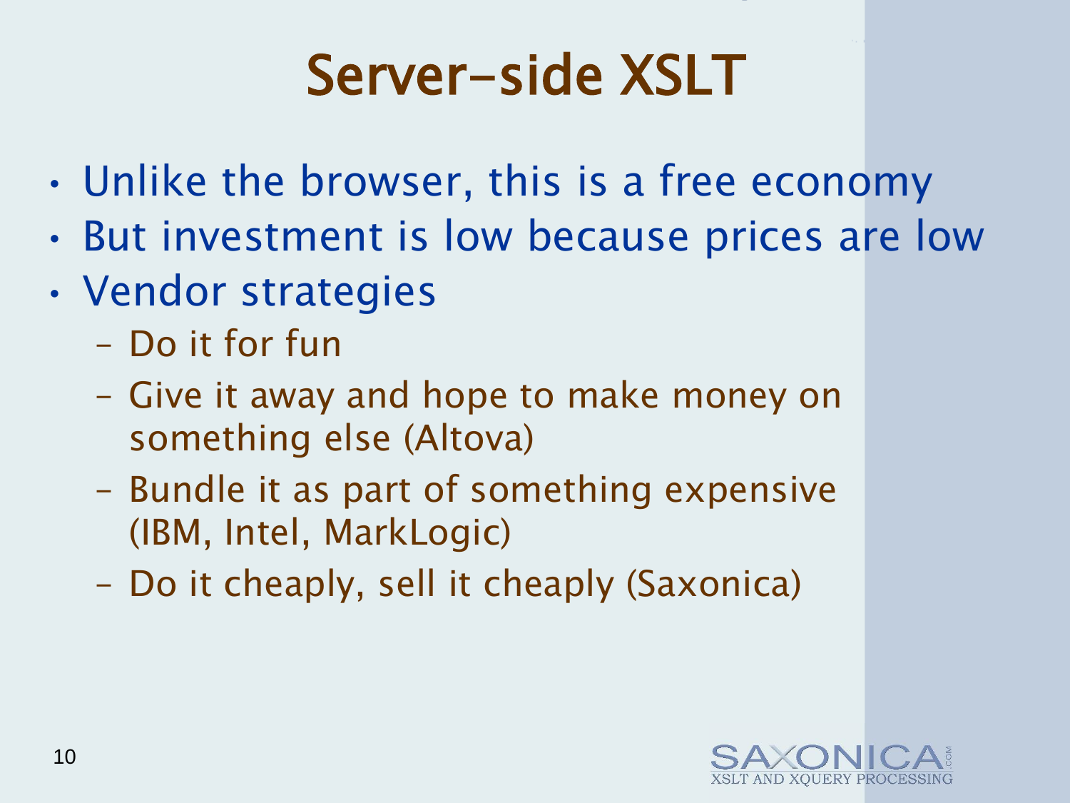# Server-side XSLT

- Unlike the browser, this is a free economy
- But investment is low because prices are low
- Vendor strategies
  - Do it for fun
  - Give it away and hope to make money on something else (Altova)
  - Bundle it as part of something expensive (IBM, Intel, MarkLogic)
  - Do it cheaply, sell it cheaply (Saxonica)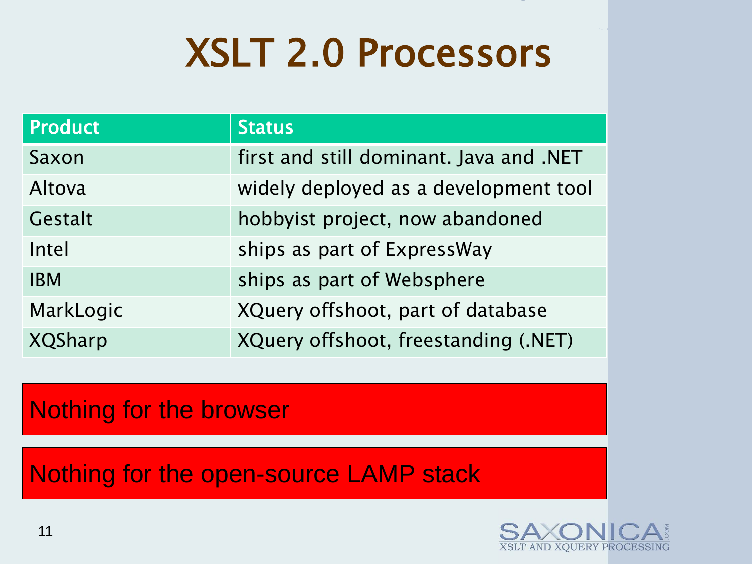# XSLT 2.0 Processors

| Product | Status |
| --- | --- |
| Saxon | first and still dominant. Java and .NET |
| Altova | widely deployed as a development tool |
| Gestalt | hobbyist project, now abandoned |
| Intel | ships as part of ExpressWay |
| IBM | ships as part of Websphere |
| MarkLogic | XQuery offshoot, part of database |
| XQSharp | XQuery offshoot, freestanding (.NET) |

Nothing for the browser

Nothing for the open-source LAMP stack

SAXONICA.COM
XSLT AND XQUERY PROCESSING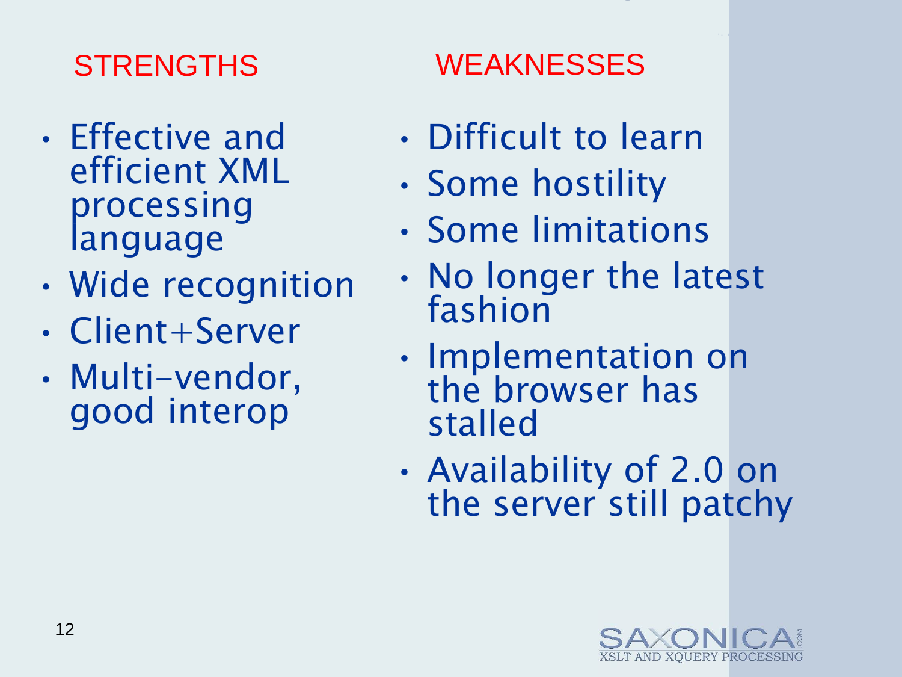## STRENGTHS

- Effective and efficient XML processing language
- Wide recognition
- Client+Server
- Multi-vendor, good interop

## WEAKNESSES

- Difficult to learn
- Some hostility
- Some limitations
- No longer the latest fashion
- Implementation on the browser has stalled
- Availability of 2.0 on the server still patchy

SAXONICA.COM
XSLT AND XQUERY PROCESSING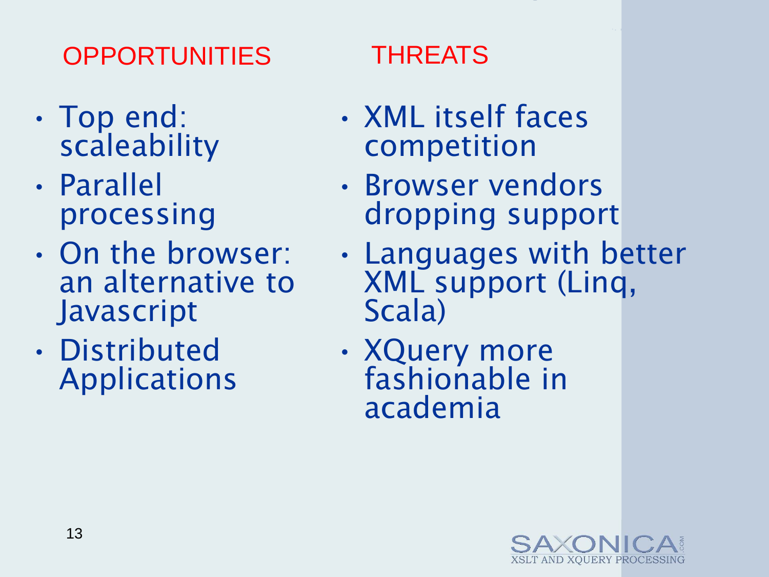## OPPORTUNITIES

- Top end: scaleability
- Parallel processing
- On the browser: an alternative to Javascript
- Distributed Applications

## THREATS

- XML itself faces competition
- Browser vendors dropping support
- Languages with better XML support (Linq, Scala)
- XQuery more fashionable in academia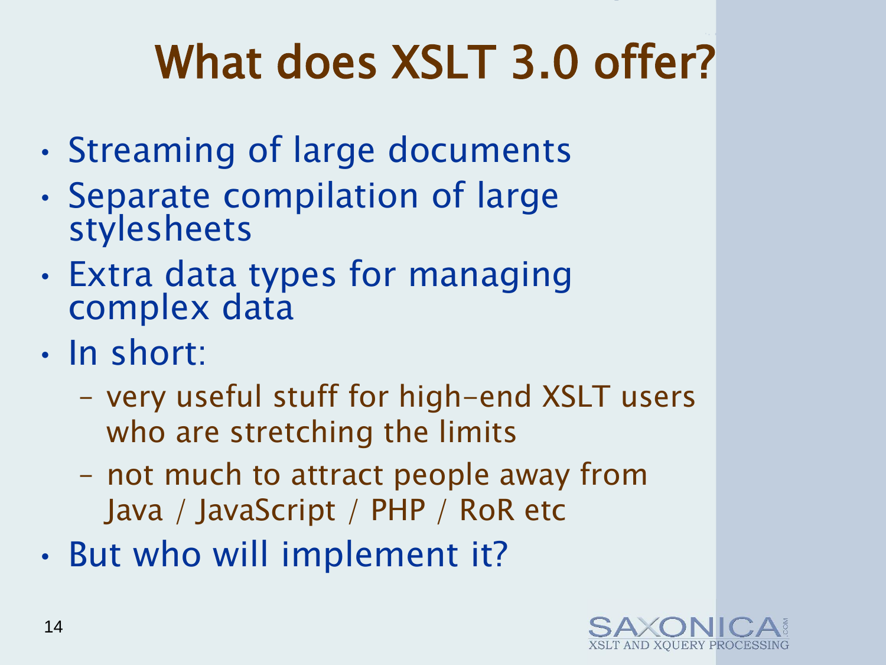# What does XSLT 3.0 offer?

- Streaming of large documents
- Separate compilation of large stylesheets
- Extra data types for managing complex data
- In short:
  - very useful stuff for high-end XSLT users who are stretching the limits
  - not much to attract people away from Java / JavaScript / PHP / RoR etc
- But who will implement it?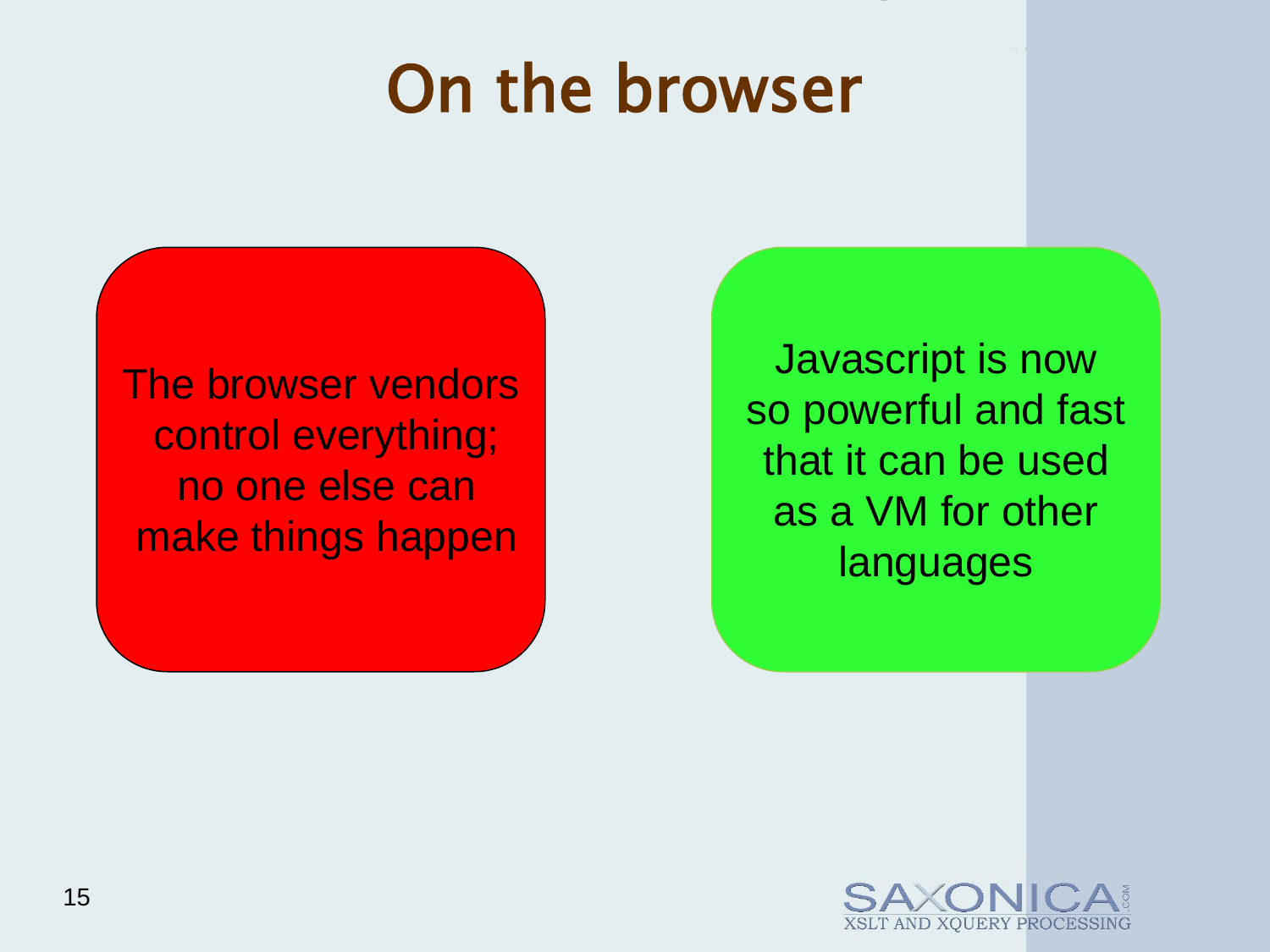# On the browser

The browser vendors control everything; no one else can make things happen

Javascript is now so powerful and fast that it can be used as a VM for other languages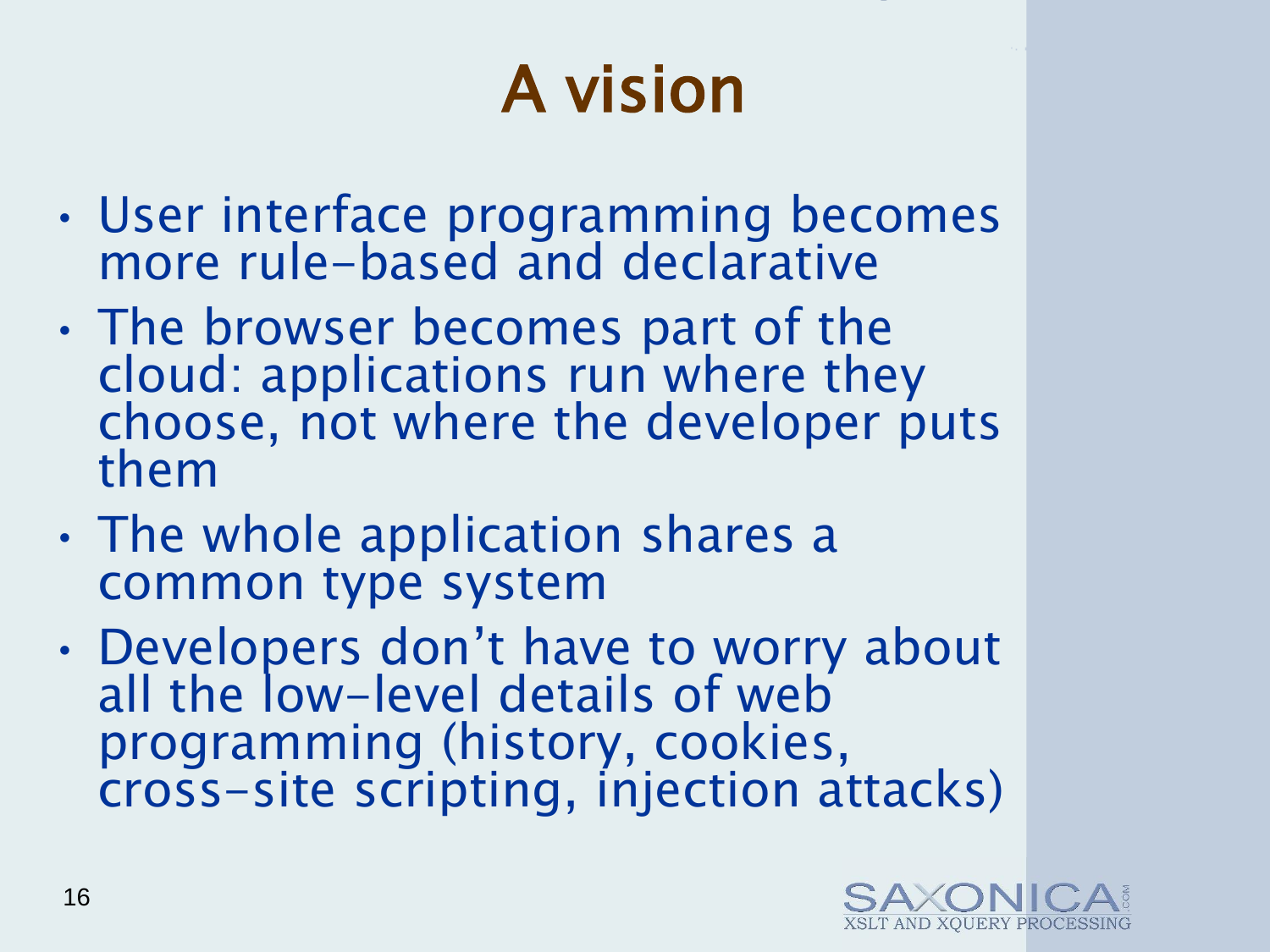# A vision

- User interface programming becomes more rule-based and declarative
- The browser becomes part of the cloud: applications run where they choose, not where the developer puts them
- The whole application shares a common type system
- Developers don't have to worry about all the low-level details of web programming (history, cookies, cross-site scripting, injection attacks)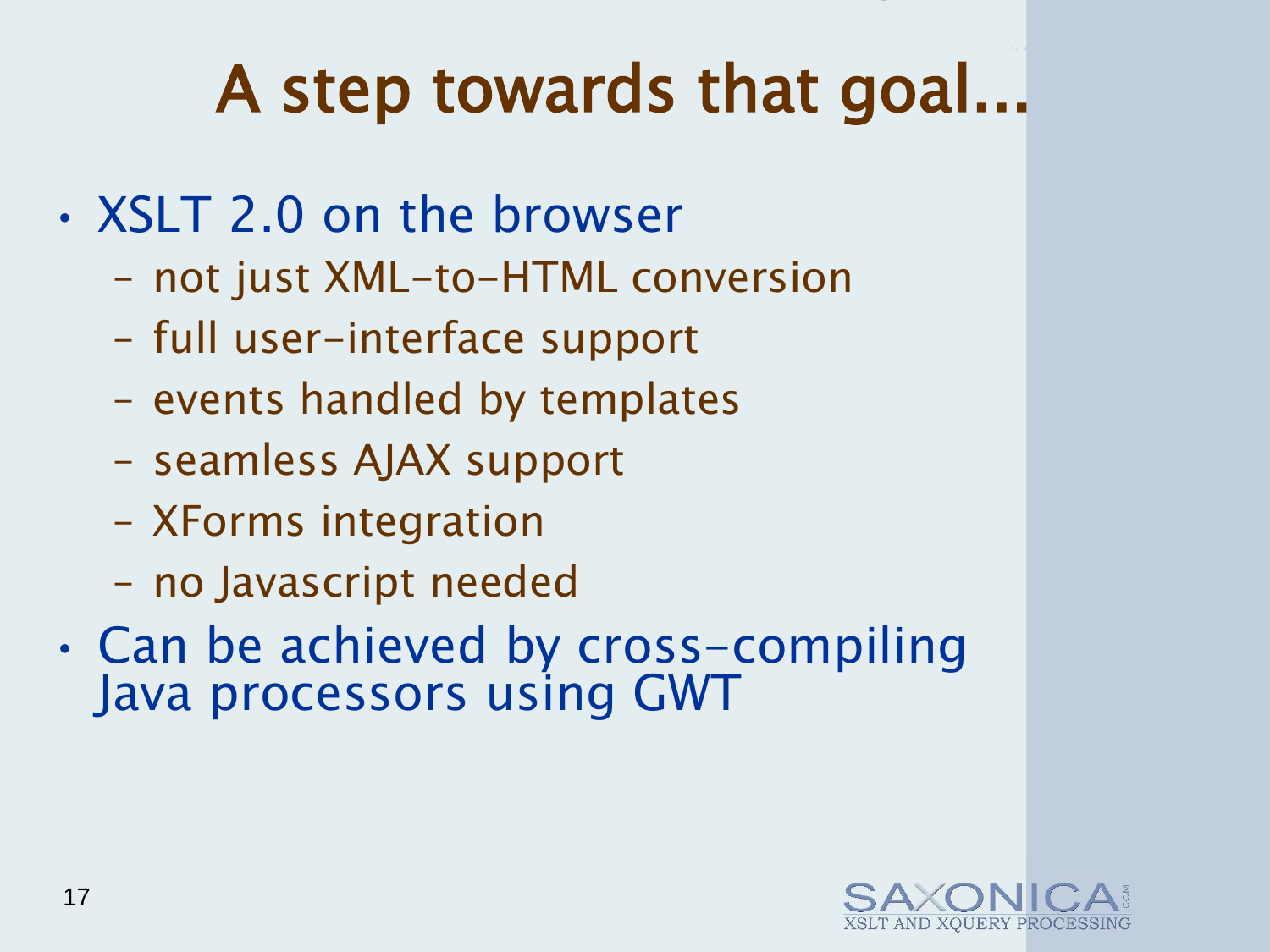# A step towards that goal...

- XSLT 2.0 on the browser
  - not just XML-to-HTML conversion
  - full user-interface support
  - events handled by templates
  - seamless AJAX support
  - XForms integration
  - no Javascript needed
- Can be achieved by cross-compiling Java processors using GWT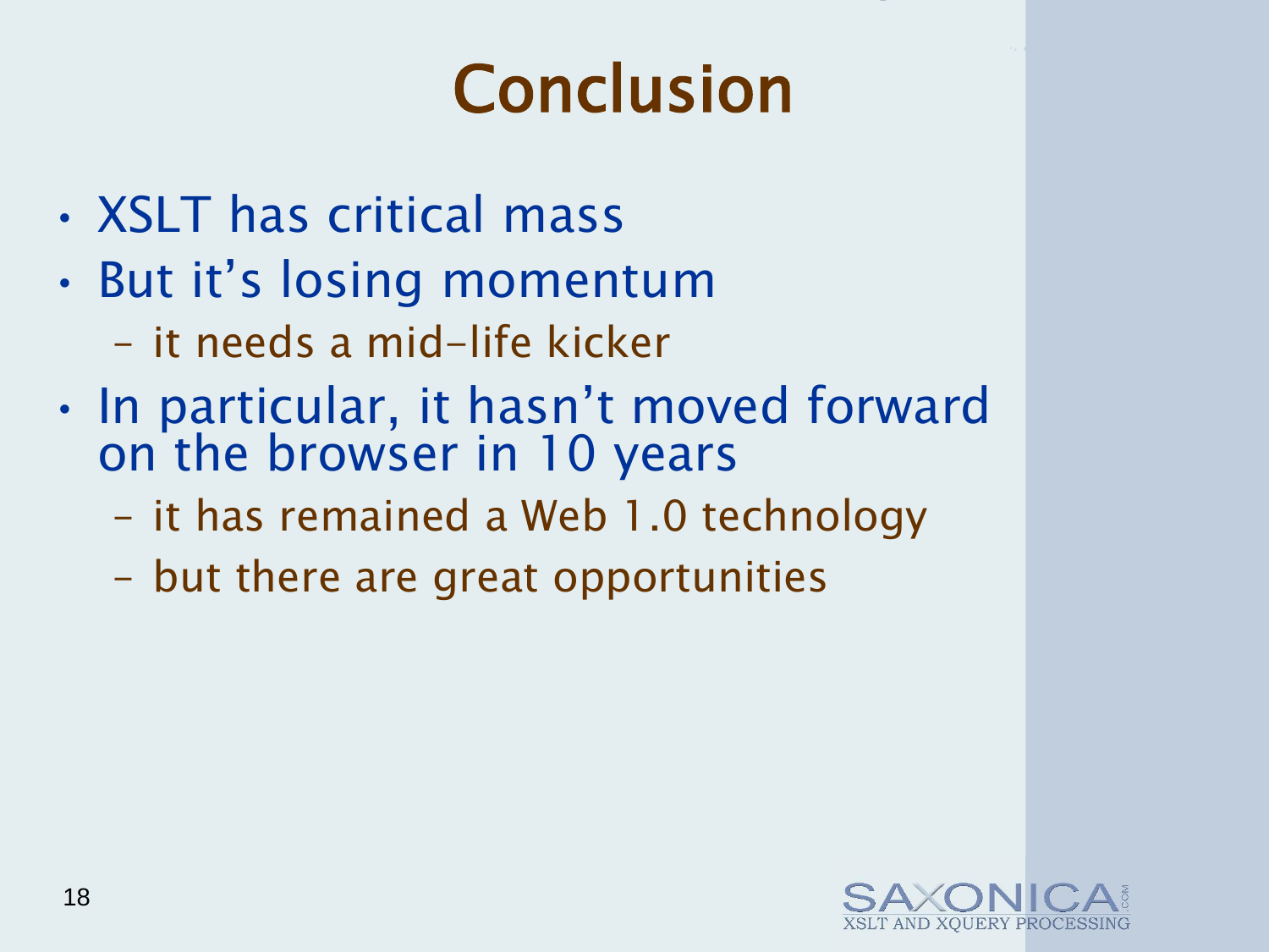# Conclusion

- XSLT has critical mass
- But it's losing momentum
  - it needs a mid-life kicker
- In particular, it hasn't moved forward on the browser in 10 years
  - it has remained a Web 1.0 technology
  - but there are great opportunities